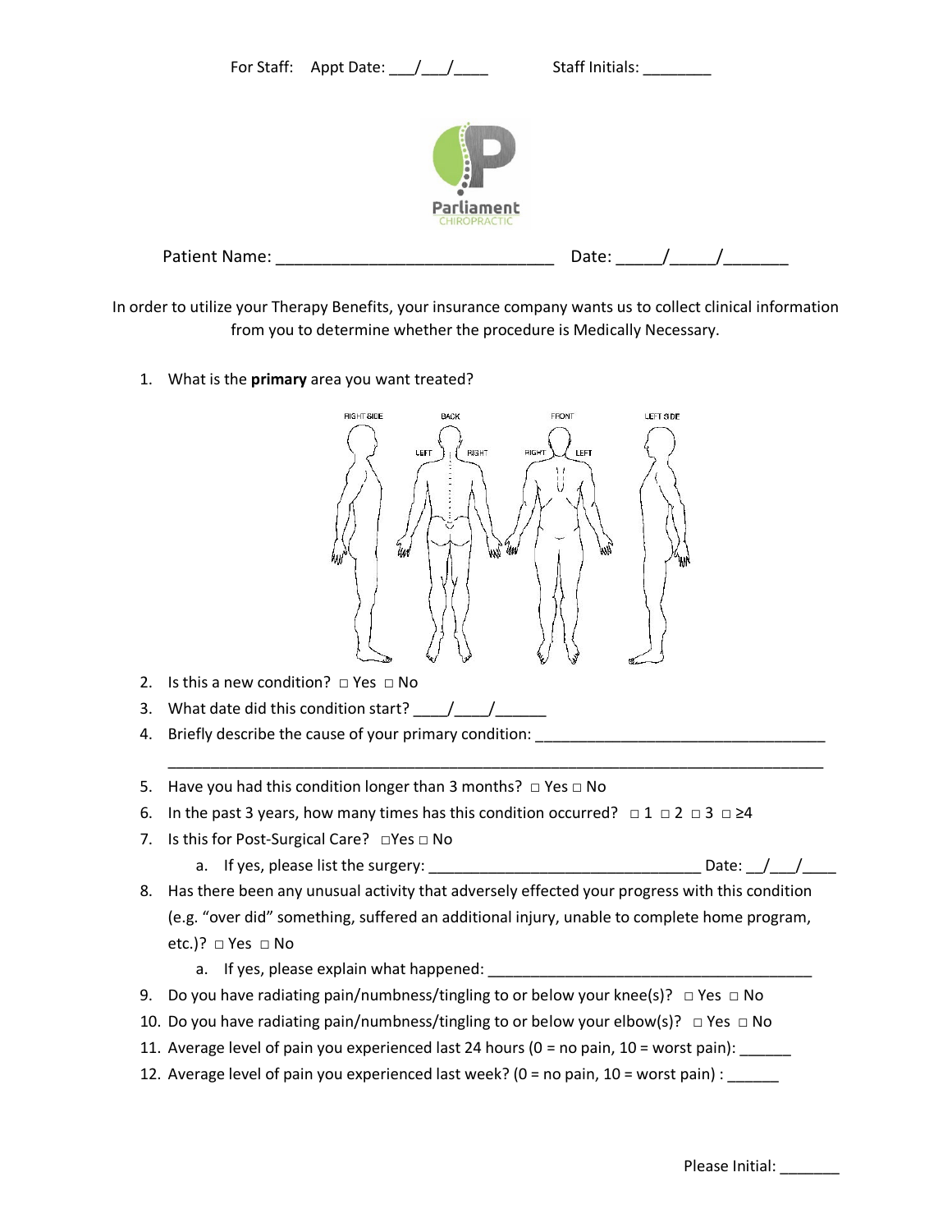For Staff: Appt Date: ___/___/____ Staff Initials: ________

Parliament
CHIROPRACTIC

Patient Name: ______________________________ Date: _____/_____/_______

In order to utilize your Therapy Benefits, your insurance company wants us to collect clinical information from you to determine whether the procedure is Medically Necessary.

1. What is the **primary** area you want treated?

RIGHT SIDE BACK LEFT RIGHT FRONT RIGHT LEFT LEFT SIDE

2. Is this a new condition? □ Yes □ No
3. What date did this condition start? ____/____/______
4. Briefly describe the cause of your primary condition: __________________________________
   ___________________________________________________________________________
5. Have you had this condition longer than 3 months? □ Yes □ No
6. In the past 3 years, how many times has this condition occurred? □ 1 □ 2 □ 3 □ ≥4
7. Is this for Post-Surgical Care? □Yes □ No
   a. If yes, please list the surgery: ________________________________ Date: __/___/____
8. Has there been any unusual activity that adversely effected your progress with this condition (e.g. "over did" something, suffered an additional injury, unable to complete home program, etc.)? □ Yes □ No
   a. If yes, please explain what happened: ______________________________________
9. Do you have radiating pain/numbness/tingling to or below your knee(s)? □ Yes □ No
10. Do you have radiating pain/numbness/tingling to or below your elbow(s)? □ Yes □ No
11. Average level of pain you experienced last 24 hours (0 = no pain, 10 = worst pain): ______
12. Average level of pain you experienced last week? (0 = no pain, 10 = worst pain) : ______

Please Initial: _______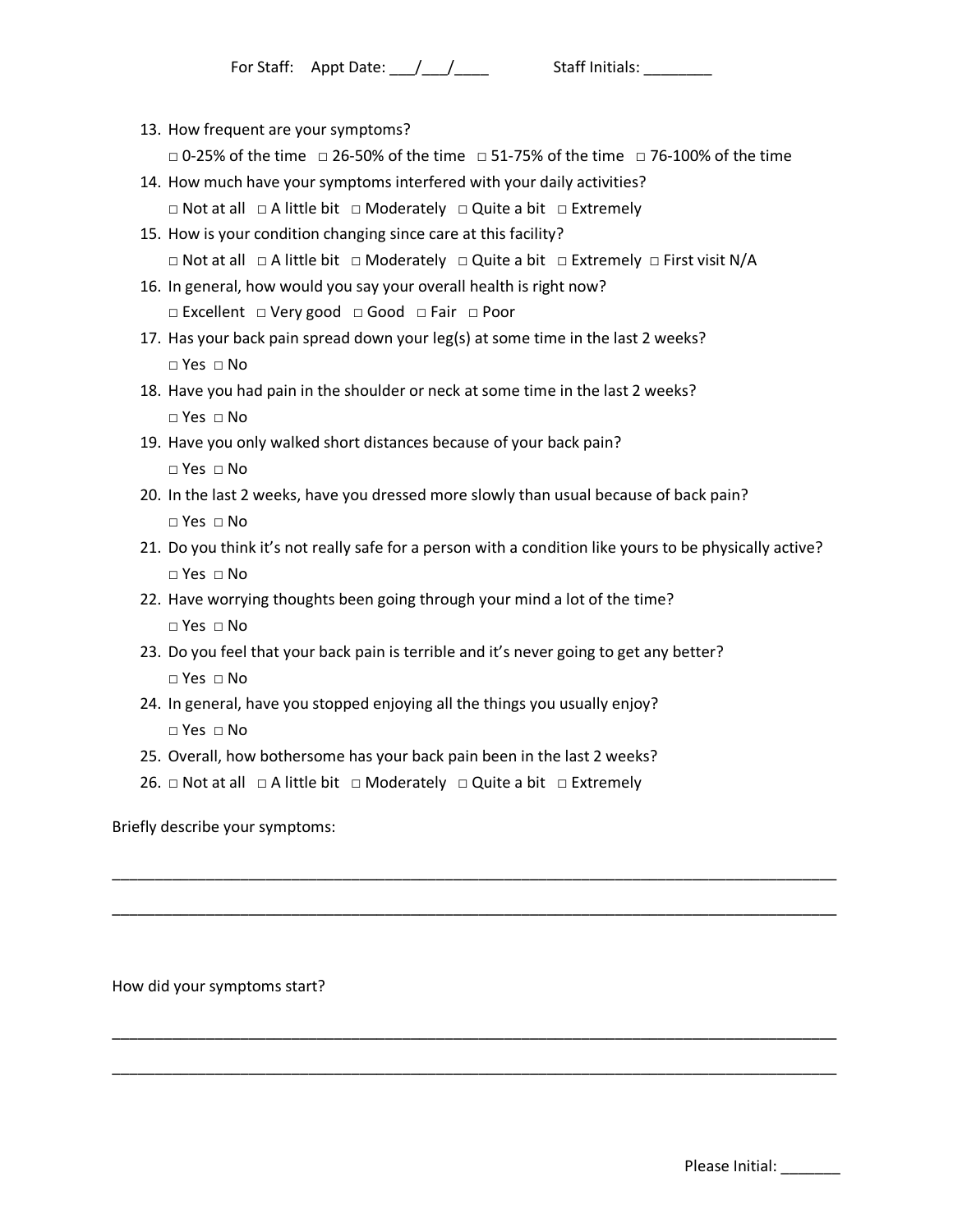For Staff: Appt Date: ___/___/____ Staff Initials: ________

13. How frequent are your symptoms?
    □ 0-25% of the time □ 26-50% of the time □ 51-75% of the time □ 76-100% of the time
14. How much have your symptoms interfered with your daily activities?
    □ Not at all □ A little bit □ Moderately □ Quite a bit □ Extremely
15. How is your condition changing since care at this facility?
    □ Not at all □ A little bit □ Moderately □ Quite a bit □ Extremely □ First visit N/A
16. In general, how would you say your overall health is right now?
    □ Excellent □ Very good □ Good □ Fair □ Poor
17. Has your back pain spread down your leg(s) at some time in the last 2 weeks?
    □ Yes □ No
18. Have you had pain in the shoulder or neck at some time in the last 2 weeks?
    □ Yes □ No
19. Have you only walked short distances because of your back pain?
    □ Yes □ No
20. In the last 2 weeks, have you dressed more slowly than usual because of back pain?
    □ Yes □ No
21. Do you think it's not really safe for a person with a condition like yours to be physically active?
    □ Yes □ No
22. Have worrying thoughts been going through your mind a lot of the time?
    □ Yes □ No
23. Do you feel that your back pain is terrible and it's never going to get any better?
    □ Yes □ No
24. In general, have you stopped enjoying all the things you usually enjoy?
    □ Yes □ No
25. Overall, how bothersome has your back pain been in the last 2 weeks?
26. □ Not at all □ A little bit □ Moderately □ Quite a bit □ Extremely

Briefly describe your symptoms:

_____________________________________________________________________________________

_____________________________________________________________________________________

How did your symptoms start?

_____________________________________________________________________________________

_____________________________________________________________________________________

Please Initial: _______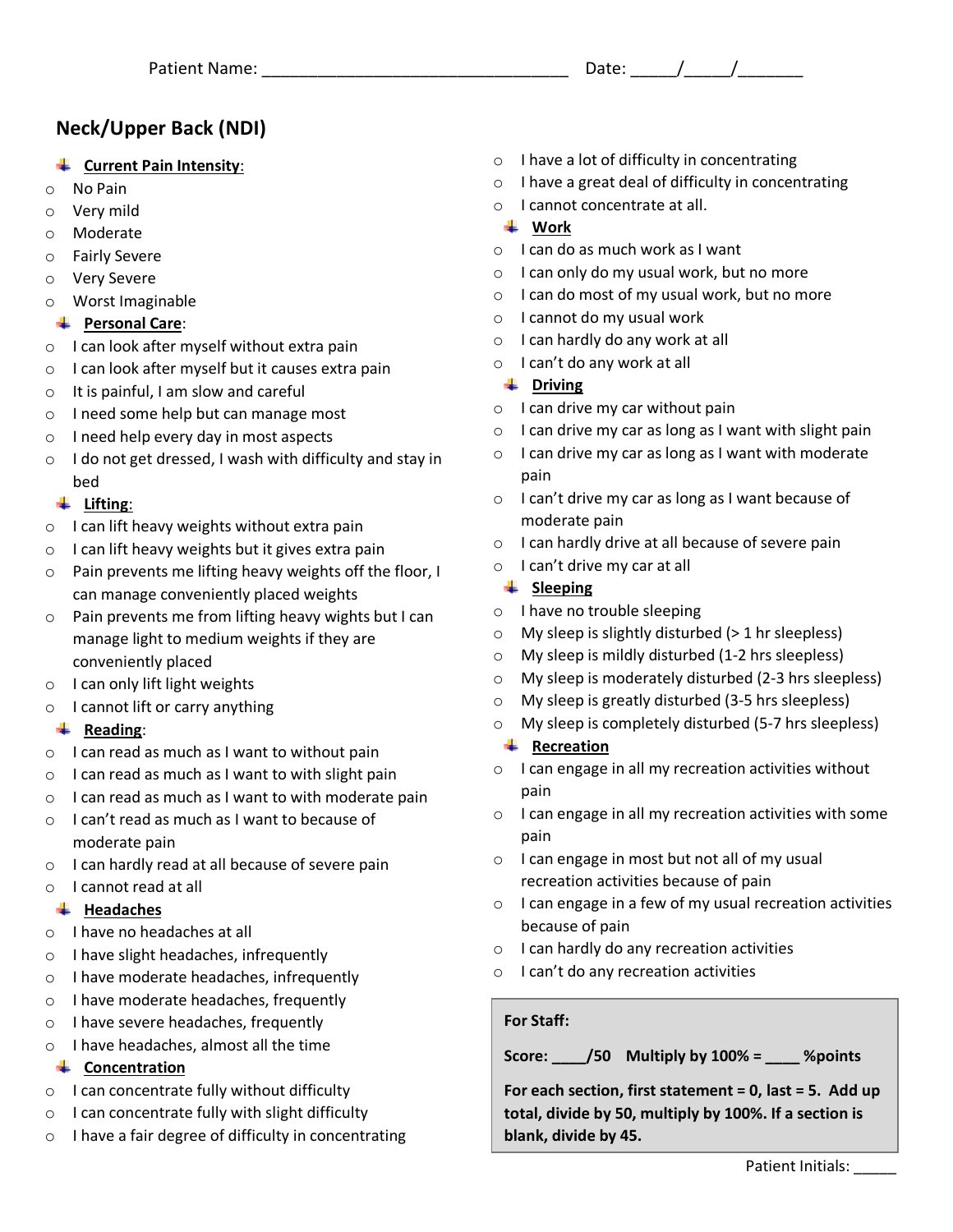Patient Name: ________________________________ Date: _____/_____/_______

# Neck/Upper Back (NDI)

### Current Pain Intensity:

- ○ No Pain
- ○ Very mild
- ○ Moderate
- ○ Fairly Severe
- ○ Very Severe
- ○ Worst Imaginable

### Personal Care:

- ○ I can look after myself without extra pain
- ○ I can look after myself but it causes extra pain
- ○ It is painful, I am slow and careful
- ○ I need some help but can manage most
- ○ I need help every day in most aspects
- ○ I do not get dressed, I wash with difficulty and stay in bed

### Lifting:

- ○ I can lift heavy weights without extra pain
- ○ I can lift heavy weights but it gives extra pain
- ○ Pain prevents me lifting heavy weights off the floor, I can manage conveniently placed weights
- ○ Pain prevents me from lifting heavy wights but I can manage light to medium weights if they are conveniently placed
- ○ I can only lift light weights
- ○ I cannot lift or carry anything

### Reading:

- ○ I can read as much as I want to without pain
- ○ I can read as much as I want to with slight pain
- ○ I can read as much as I want to with moderate pain
- ○ I can't read as much as I want to because of moderate pain
- ○ I can hardly read at all because of severe pain
- ○ I cannot read at all

### Headaches

- ○ I have no headaches at all
- ○ I have slight headaches, infrequently
- ○ I have moderate headaches, infrequently
- ○ I have moderate headaches, frequently
- ○ I have severe headaches, frequently
- ○ I have headaches, almost all the time

### Concentration

- ○ I can concentrate fully without difficulty
- ○ I can concentrate fully with slight difficulty
- ○ I have a fair degree of difficulty in concentrating
- ○ I have a lot of difficulty in concentrating
- ○ I have a great deal of difficulty in concentrating
- ○ I cannot concentrate at all.

### Work

- ○ I can do as much work as I want
- ○ I can only do my usual work, but no more
- ○ I can do most of my usual work, but no more
- ○ I cannot do my usual work
- ○ I can hardly do any work at all
- ○ I can't do any work at all

### Driving

- ○ I can drive my car without pain
- ○ I can drive my car as long as I want with slight pain
- ○ I can drive my car as long as I want with moderate pain
- ○ I can't drive my car as long as I want because of moderate pain
- ○ I can hardly drive at all because of severe pain
- ○ I can't drive my car at all

### Sleeping

- ○ I have no trouble sleeping
- ○ My sleep is slightly disturbed (> 1 hr sleepless)
- ○ My sleep is mildly disturbed (1-2 hrs sleepless)
- ○ My sleep is moderately disturbed (2-3 hrs sleepless)
- ○ My sleep is greatly disturbed (3-5 hrs sleepless)
- ○ My sleep is completely disturbed (5-7 hrs sleepless)

### Recreation

- ○ I can engage in all my recreation activities without pain
- ○ I can engage in all my recreation activities with some pain
- ○ I can engage in most but not all of my usual recreation activities because of pain
- ○ I can engage in a few of my usual recreation activities because of pain
- ○ I can hardly do any recreation activities
- ○ I can't do any recreation activities

**For Staff:**

**Score: ____/50 Multiply by 100% = ____ %points**

**For each section, first statement = 0, last = 5. Add up total, divide by 50, multiply by 100%. If a section is blank, divide by 45.**

Patient Initials: _____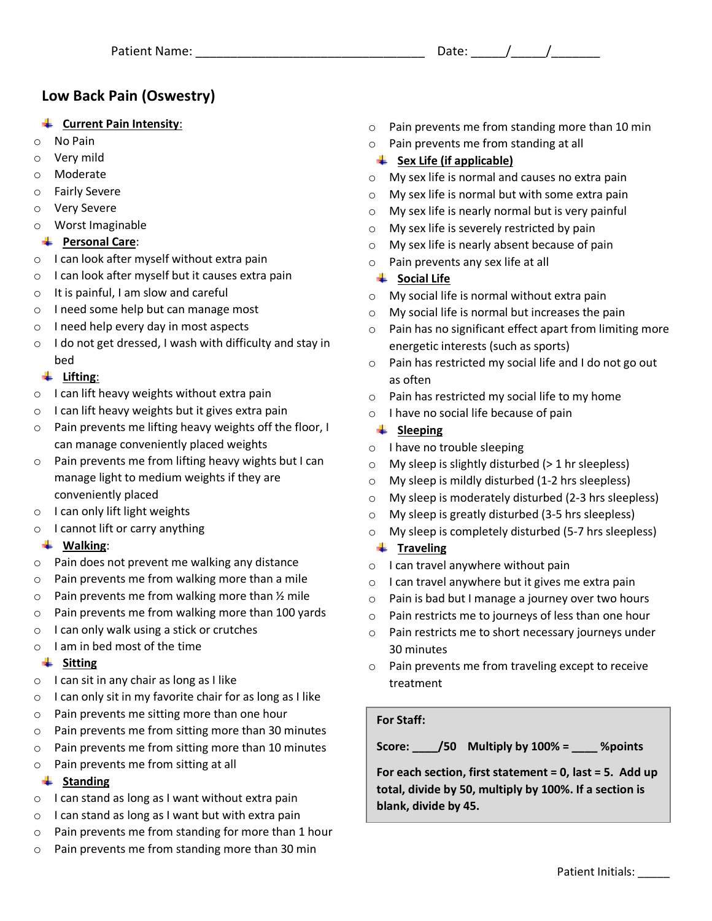Patient Name: _________________________________ Date: _____/_____/_______

## Low Back Pain (Oswestry)

**Current Pain Intensity**:

- No Pain
- Very mild
- Moderate
- Fairly Severe
- Very Severe
- Worst Imaginable

**Personal Care**:

- I can look after myself without extra pain
- I can look after myself but it causes extra pain
- It is painful, I am slow and careful
- I need some help but can manage most
- I need help every day in most aspects
- I do not get dressed, I wash with difficulty and stay in bed

**Lifting**:

- I can lift heavy weights without extra pain
- I can lift heavy weights but it gives extra pain
- Pain prevents me lifting heavy weights off the floor, I can manage conveniently placed weights
- Pain prevents me from lifting heavy wights but I can manage light to medium weights if they are conveniently placed
- I can only lift light weights
- I cannot lift or carry anything

**Walking**:

- Pain does not prevent me walking any distance
- Pain prevents me from walking more than a mile
- Pain prevents me from walking more than ½ mile
- Pain prevents me from walking more than 100 yards
- I can only walk using a stick or crutches
- I am in bed most of the time

**Sitting**

- I can sit in any chair as long as I like
- I can only sit in my favorite chair for as long as I like
- Pain prevents me sitting more than one hour
- Pain prevents me from sitting more than 30 minutes
- Pain prevents me from sitting more than 10 minutes
- Pain prevents me from sitting at all

**Standing**

- I can stand as long as I want without extra pain
- I can stand as long as I want but with extra pain
- Pain prevents me from standing for more than 1 hour
- Pain prevents me from standing more than 30 min
- Pain prevents me from standing more than 10 min
- Pain prevents me from standing at all

**Sex Life (if applicable)**

- My sex life is normal and causes no extra pain
- My sex life is normal but with some extra pain
- My sex life is nearly normal but is very painful
- My sex life is severely restricted by pain
- My sex life is nearly absent because of pain
- Pain prevents any sex life at all

**Social Life**

- My social life is normal without extra pain
- My social life is normal but increases the pain
- Pain has no significant effect apart from limiting more energetic interests (such as sports)
- Pain has restricted my social life and I do not go out as often
- Pain has restricted my social life to my home
- I have no social life because of pain

**Sleeping**

- I have no trouble sleeping
- My sleep is slightly disturbed (> 1 hr sleepless)
- My sleep is mildly disturbed (1-2 hrs sleepless)
- My sleep is moderately disturbed (2-3 hrs sleepless)
- My sleep is greatly disturbed (3-5 hrs sleepless)
- My sleep is completely disturbed (5-7 hrs sleepless)

**Traveling**

- I can travel anywhere without pain
- I can travel anywhere but it gives me extra pain
- Pain is bad but I manage a journey over two hours
- Pain restricts me to journeys of less than one hour
- Pain restricts me to short necessary journeys under 30 minutes
- Pain prevents me from traveling except to receive treatment

**For Staff:**

**Score: ____/50 Multiply by 100% = ____ %points**

**For each section, first statement = 0, last = 5. Add up total, divide by 50, multiply by 100%. If a section is blank, divide by 45.**

Patient Initials: _____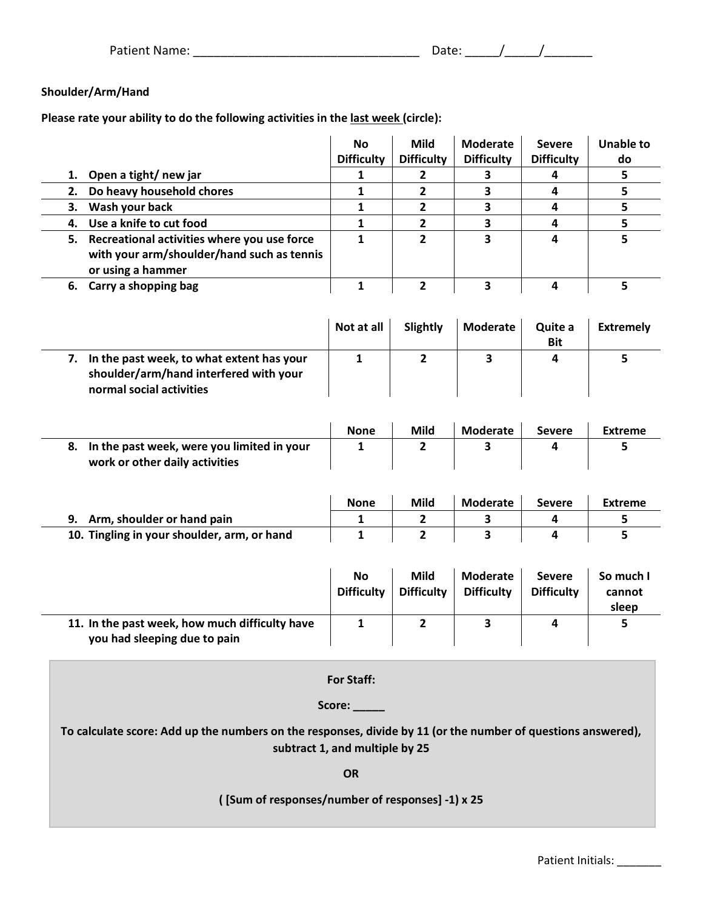Patient Name: _________________________________ Date: _____/_____/_______

**Shoulder/Arm/Hand**

**Please rate your ability to do the following activities in the last week (circle):**

| | No Difficulty | Mild Difficulty | Moderate Difficulty | Severe Difficulty | Unable to do |
|---|---|---|---|---|---|
| 1. Open a tight/ new jar | 1 | 2 | 3 | 4 | 5 |
| 2. Do heavy household chores | 1 | 2 | 3 | 4 | 5 |
| 3. Wash your back | 1 | 2 | 3 | 4 | 5 |
| 4. Use a knife to cut food | 1 | 2 | 3 | 4 | 5 |
| 5. Recreational activities where you use force with your arm/shoulder/hand such as tennis or using a hammer | 1 | 2 | 3 | 4 | 5 |
| 6. Carry a shopping bag | 1 | 2 | 3 | 4 | 5 |

| | Not at all | Slightly | Moderate | Quite a Bit | Extremely |
|---|---|---|---|---|---|
| 7. In the past week, to what extent has your shoulder/arm/hand interfered with your normal social activities | 1 | 2 | 3 | 4 | 5 |

| | None | Mild | Moderate | Severe | Extreme |
|---|---|---|---|---|---|
| 8. In the past week, were you limited in your work or other daily activities | 1 | 2 | 3 | 4 | 5 |

| | None | Mild | Moderate | Severe | Extreme |
|---|---|---|---|---|---|
| 9. Arm, shoulder or hand pain | 1 | 2 | 3 | 4 | 5 |
| 10. Tingling in your shoulder, arm, or hand | 1 | 2 | 3 | 4 | 5 |

| | No Difficulty | Mild Difficulty | Moderate Difficulty | Severe Difficulty | So much I cannot sleep |
|---|---|---|---|---|---|
| 11. In the past week, how much difficulty have you had sleeping due to pain | 1 | 2 | 3 | 4 | 5 |

**For Staff:**

**Score: _____**

**To calculate score: Add up the numbers on the responses, divide by 11 (or the number of questions answered), subtract 1, and multiple by 25**

**OR**

**( [Sum of responses/number of responses] -1) x 25**

Patient Initials: _______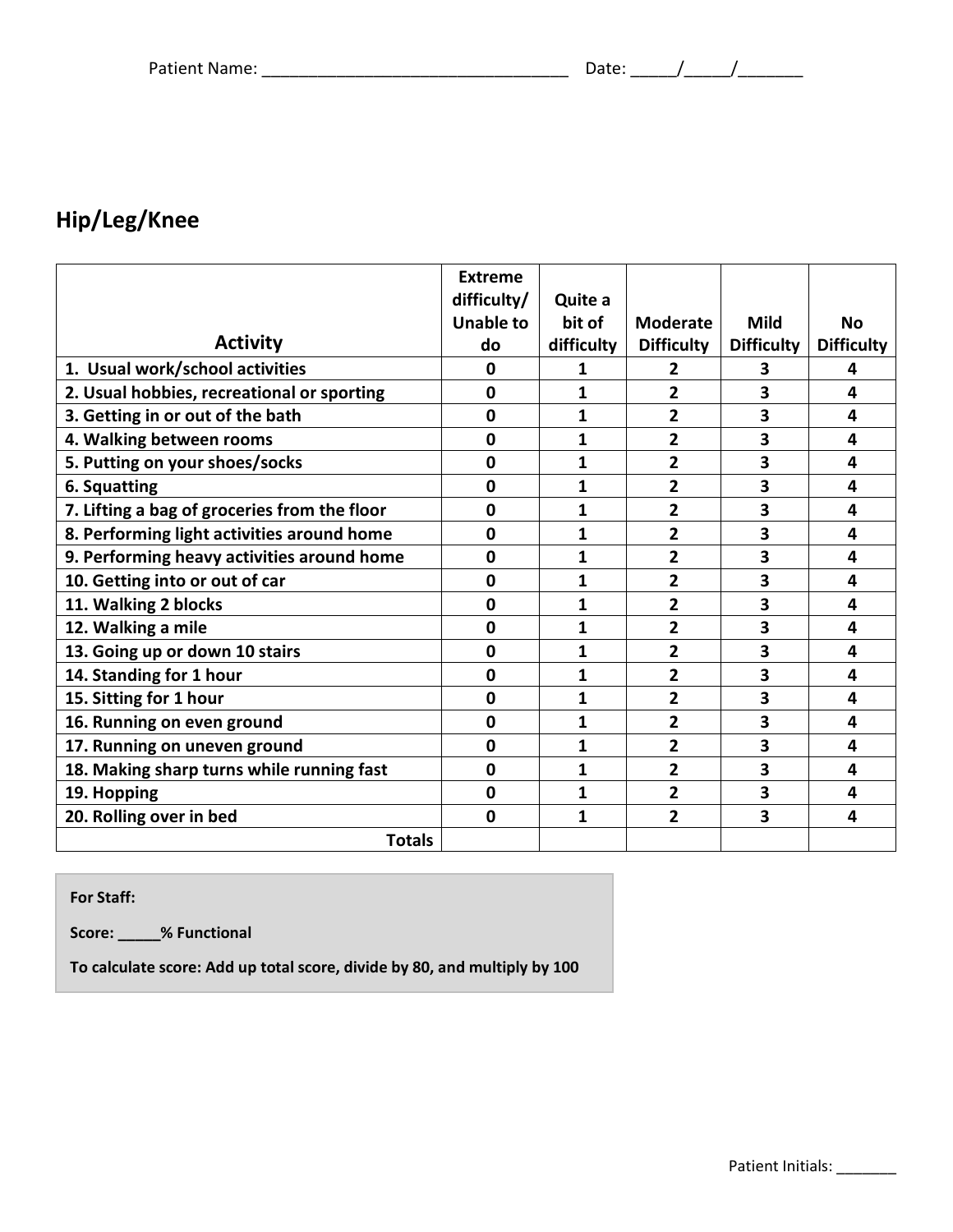Patient Name: _________________________________ Date: _____/_____/_______

## Hip/Leg/Knee

| Activity | Extreme difficulty/ Unable to do | Quite a bit of difficulty | Moderate Difficulty | Mild Difficulty | No Difficulty |
|---|---|---|---|---|---|
| **1. Usual work/school activities** | **0** | **1** | **2** | **3** | **4** |
| **2. Usual hobbies, recreational or sporting** | **0** | **1** | **2** | **3** | **4** |
| **3. Getting in or out of the bath** | **0** | **1** | **2** | **3** | **4** |
| **4. Walking between rooms** | **0** | **1** | **2** | **3** | **4** |
| **5. Putting on your shoes/socks** | **0** | **1** | **2** | **3** | **4** |
| **6. Squatting** | **0** | **1** | **2** | **3** | **4** |
| **7. Lifting a bag of groceries from the floor** | **0** | **1** | **2** | **3** | **4** |
| **8. Performing light activities around home** | **0** | **1** | **2** | **3** | **4** |
| **9. Performing heavy activities around home** | **0** | **1** | **2** | **3** | **4** |
| **10. Getting into or out of car** | **0** | **1** | **2** | **3** | **4** |
| **11. Walking 2 blocks** | **0** | **1** | **2** | **3** | **4** |
| **12. Walking a mile** | **0** | **1** | **2** | **3** | **4** |
| **13. Going up or down 10 stairs** | **0** | **1** | **2** | **3** | **4** |
| **14. Standing for 1 hour** | **0** | **1** | **2** | **3** | **4** |
| **15. Sitting for 1 hour** | **0** | **1** | **2** | **3** | **4** |
| **16. Running on even ground** | **0** | **1** | **2** | **3** | **4** |
| **17. Running on uneven ground** | **0** | **1** | **2** | **3** | **4** |
| **18. Making sharp turns while running fast** | **0** | **1** | **2** | **3** | **4** |
| **19. Hopping** | **0** | **1** | **2** | **3** | **4** |
| **20. Rolling over in bed** | **0** | **1** | **2** | **3** | **4** |
| **Totals** | | | | | |

**For Staff:**

**Score: _____% Functional**

**To calculate score: Add up total score, divide by 80, and multiply by 100**

Patient Initials: _______